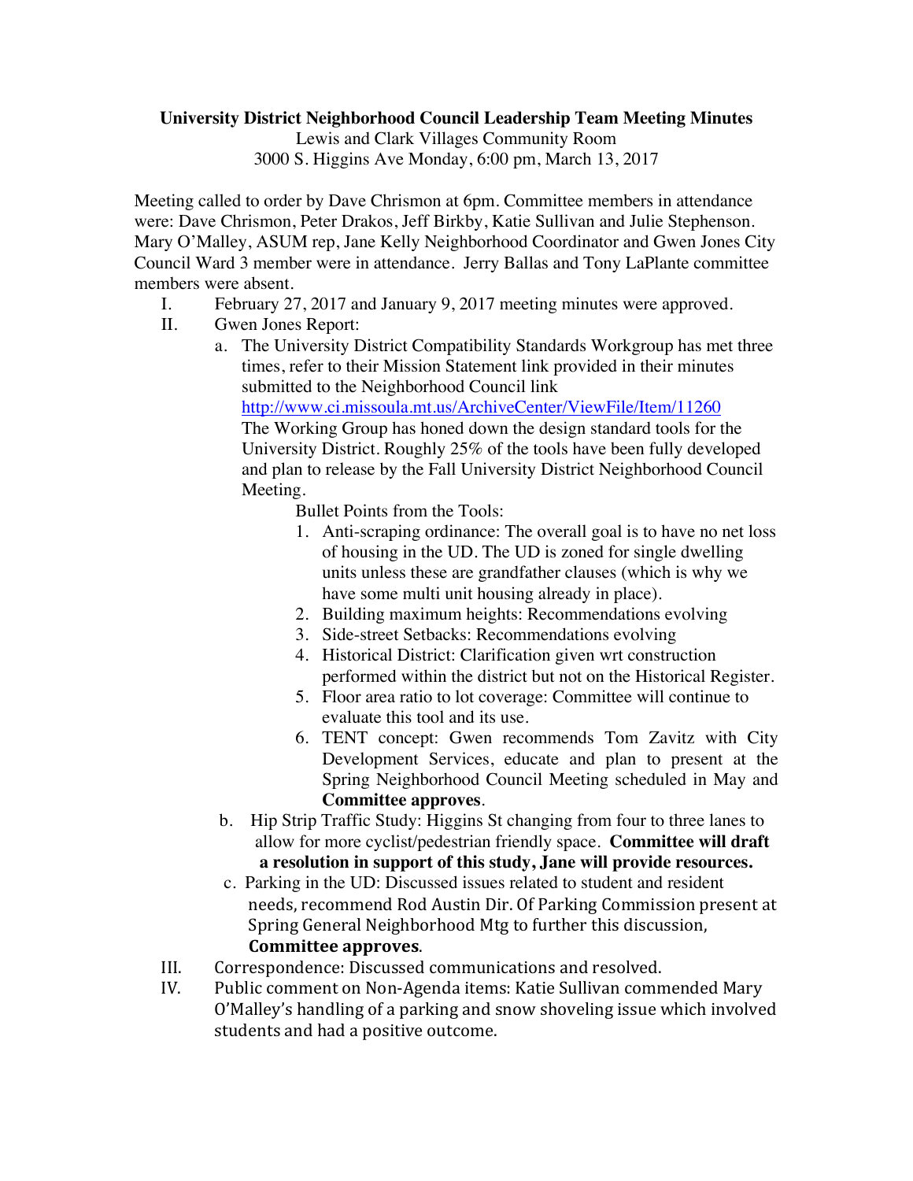**University District Neighborhood Council Leadership Team Meeting Minutes**

Lewis and Clark Villages Community Room

3000 S. Higgins Ave Monday, 6:00 pm, March 13, 2017

Meeting called to order by Dave Chrismon at 6pm. Committee members in attendance were: Dave Chrismon, Peter Drakos, Jeff Birkby, Katie Sullivan and Julie Stephenson. Mary O'Malley, ASUM rep, Jane Kelly Neighborhood Coordinator and Gwen Jones City Council Ward 3 member were in attendance. Jerry Ballas and Tony LaPlante committee members were absent.

I. February 27, 2017 and January 9, 2017 meeting minutes were approved.

II. Gwen Jones Report:

  a. The University District Compatibility Standards Workgroup has met three times, refer to their Mission Statement link provided in their minutes submitted to the Neighborhood Council link http://www.ci.missoula.mt.us/ArchiveCenter/ViewFile/Item/11260
  The Working Group has honed down the design standard tools for the University District. Roughly 25% of the tools have been fully developed and plan to release by the Fall University District Neighborhood Council Meeting.

  Bullet Points from the Tools:

  1. Anti-scraping ordinance: The overall goal is to have no net loss of housing in the UD. The UD is zoned for single dwelling units unless these are grandfather clauses (which is why we have some multi unit housing already in place).
  2. Building maximum heights: Recommendations evolving
  3. Side-street Setbacks: Recommendations evolving
  4. Historical District: Clarification given wrt construction performed within the district but not on the Historical Register.
  5. Floor area ratio to lot coverage: Committee will continue to evaluate this tool and its use.
  6. TENT concept: Gwen recommends Tom Zavitz with City Development Services, educate and plan to present at the Spring Neighborhood Council Meeting scheduled in May and **Committee approves**.

  b. Hip Strip Traffic Study: Higgins St changing from four to three lanes to allow for more cyclist/pedestrian friendly space. **Committee will draft a resolution in support of this study, Jane will provide resources.**

  c. Parking in the UD: Discussed issues related to student and resident needs, recommend Rod Austin Dir. Of Parking Commission present at Spring General Neighborhood Mtg to further this discussion, **Committee approves**.

III. Correspondence: Discussed communications and resolved.

IV. Public comment on Non-Agenda items: Katie Sullivan commended Mary O'Malley's handling of a parking and snow shoveling issue which involved students and had a positive outcome.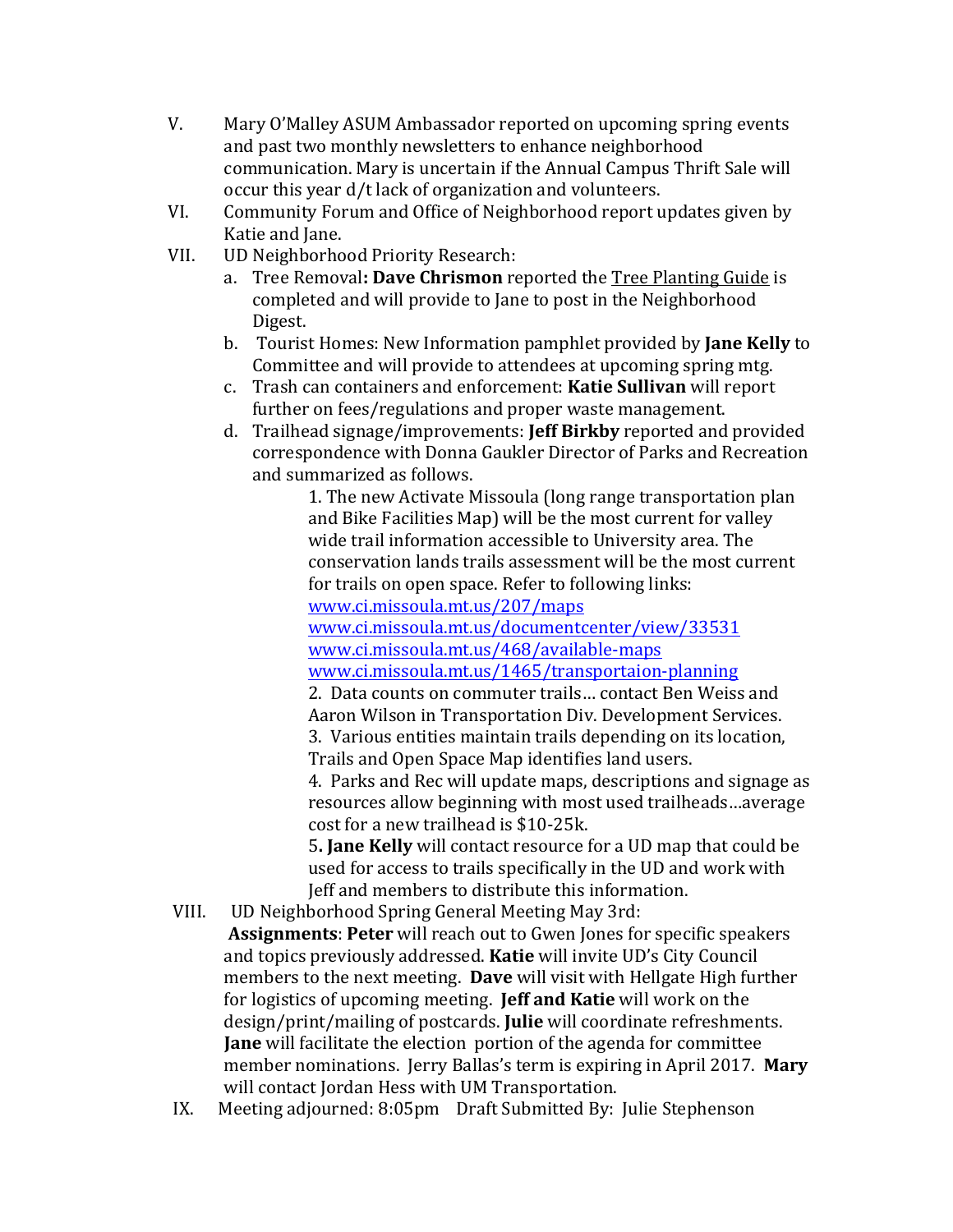V. Mary O'Malley ASUM Ambassador reported on upcoming spring events and past two monthly newsletters to enhance neighborhood communication. Mary is uncertain if the Annual Campus Thrift Sale will occur this year d/t lack of organization and volunteers.

VI. Community Forum and Office of Neighborhood report updates given by Katie and Jane.

VII. UD Neighborhood Priority Research:

a. Tree Removal**: Dave Chrismon** reported the Tree Planting Guide is completed and will provide to Jane to post in the Neighborhood Digest.

b. Tourist Homes: New Information pamphlet provided by **Jane Kelly** to Committee and will provide to attendees at upcoming spring mtg.

c. Trash can containers and enforcement: **Katie Sullivan** will report further on fees/regulations and proper waste management.

d. Trailhead signage/improvements: **Jeff Birkby** reported and provided correspondence with Donna Gaukler Director of Parks and Recreation and summarized as follows.

1. The new Activate Missoula (long range transportation plan and Bike Facilities Map) will be the most current for valley wide trail information accessible to University area. The conservation lands trails assessment will be the most current for trails on open space. Refer to following links:
www.ci.missoula.mt.us/207/maps
www.ci.missoula.mt.us/documentcenter/view/33531
www.ci.missoula.mt.us/468/available-maps
www.ci.missoula.mt.us/1465/transportaion-planning

2. Data counts on commuter trails… contact Ben Weiss and Aaron Wilson in Transportation Div. Development Services.

3. Various entities maintain trails depending on its location, Trails and Open Space Map identifies land users.

4. Parks and Rec will update maps, descriptions and signage as resources allow beginning with most used trailheads…average cost for a new trailhead is $10-25k.

5**. Jane Kelly** will contact resource for a UD map that could be used for access to trails specifically in the UD and work with Jeff and members to distribute this information.

VIII. UD Neighborhood Spring General Meeting May 3rd:
**Assignments**: **Peter** will reach out to Gwen Jones for specific speakers and topics previously addressed. **Katie** will invite UD's City Council members to the next meeting. **Dave** will visit with Hellgate High further for logistics of upcoming meeting. **Jeff and Katie** will work on the design/print/mailing of postcards. **Julie** will coordinate refreshments. **Jane** will facilitate the election portion of the agenda for committee member nominations. Jerry Ballas's term is expiring in April 2017. **Mary** will contact Jordan Hess with UM Transportation.

IX. Meeting adjourned: 8:05pm Draft Submitted By: Julie Stephenson